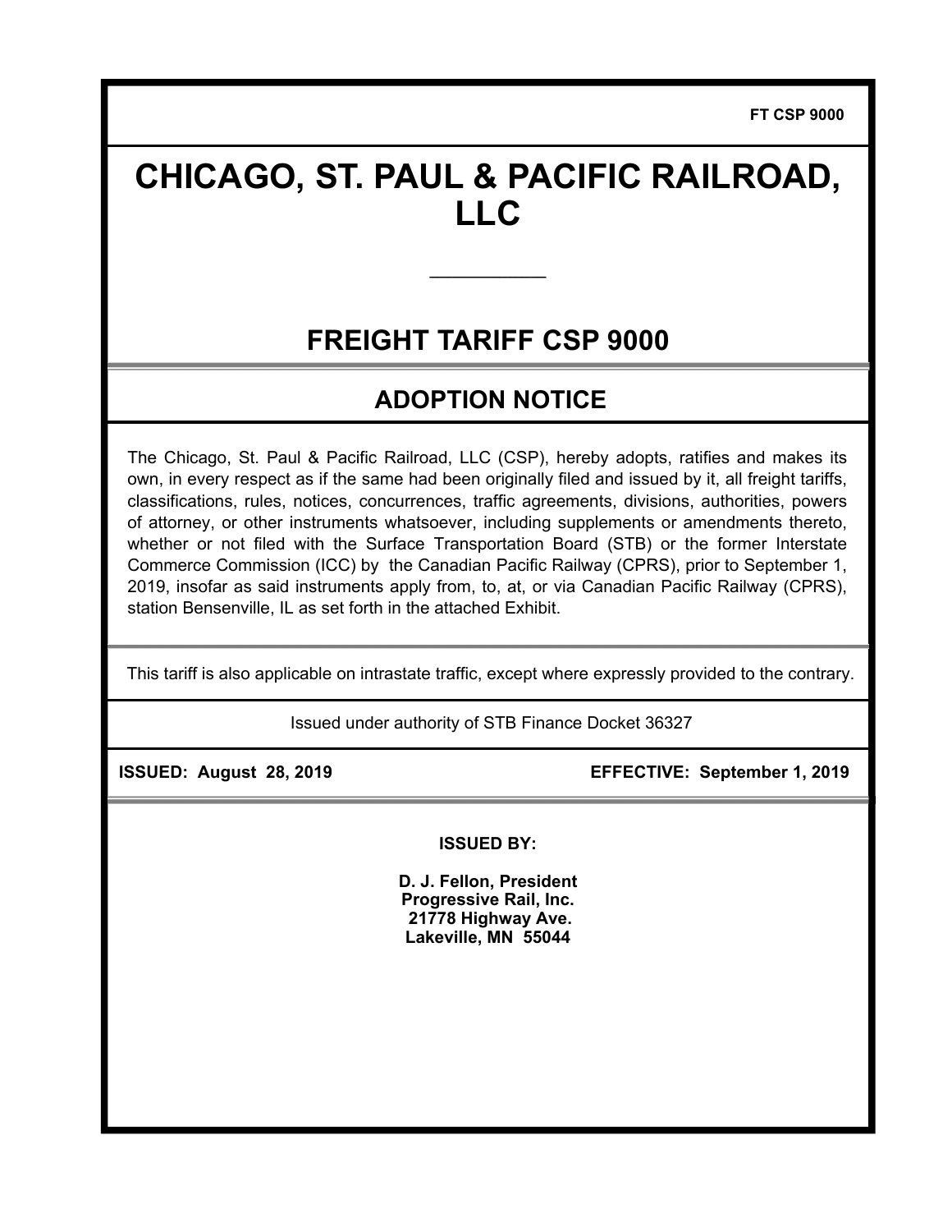FT CSP 9000

# CHICAGO, ST. PAUL & PACIFIC RAILROAD, LLC

---

## FREIGHT TARIFF CSP 9000

## ADOPTION NOTICE

The Chicago, St. Paul & Pacific Railroad, LLC (CSP), hereby adopts, ratifies and makes its own, in every respect as if the same had been originally filed and issued by it, all freight tariffs, classifications, rules, notices, concurrences, traffic agreements, divisions, authorities, powers of attorney, or other instruments whatsoever, including supplements or amendments thereto, whether or not filed with the Surface Transportation Board (STB) or the former Interstate Commerce Commission (ICC) by the Canadian Pacific Railway (CPRS), prior to September 1, 2019, insofar as said instruments apply from, to, at, or via Canadian Pacific Railway (CPRS), station Bensenville, IL as set forth in the attached Exhibit.

This tariff is also applicable on intrastate traffic, except where expressly provided to the contrary.

Issued under authority of STB Finance Docket 36327

**ISSUED: August 28, 2019** **EFFECTIVE: September 1, 2019**

**ISSUED BY:**

**D. J. Fellon, President**
**Progressive Rail, Inc.**
**21778 Highway Ave.**
**Lakeville, MN 55044**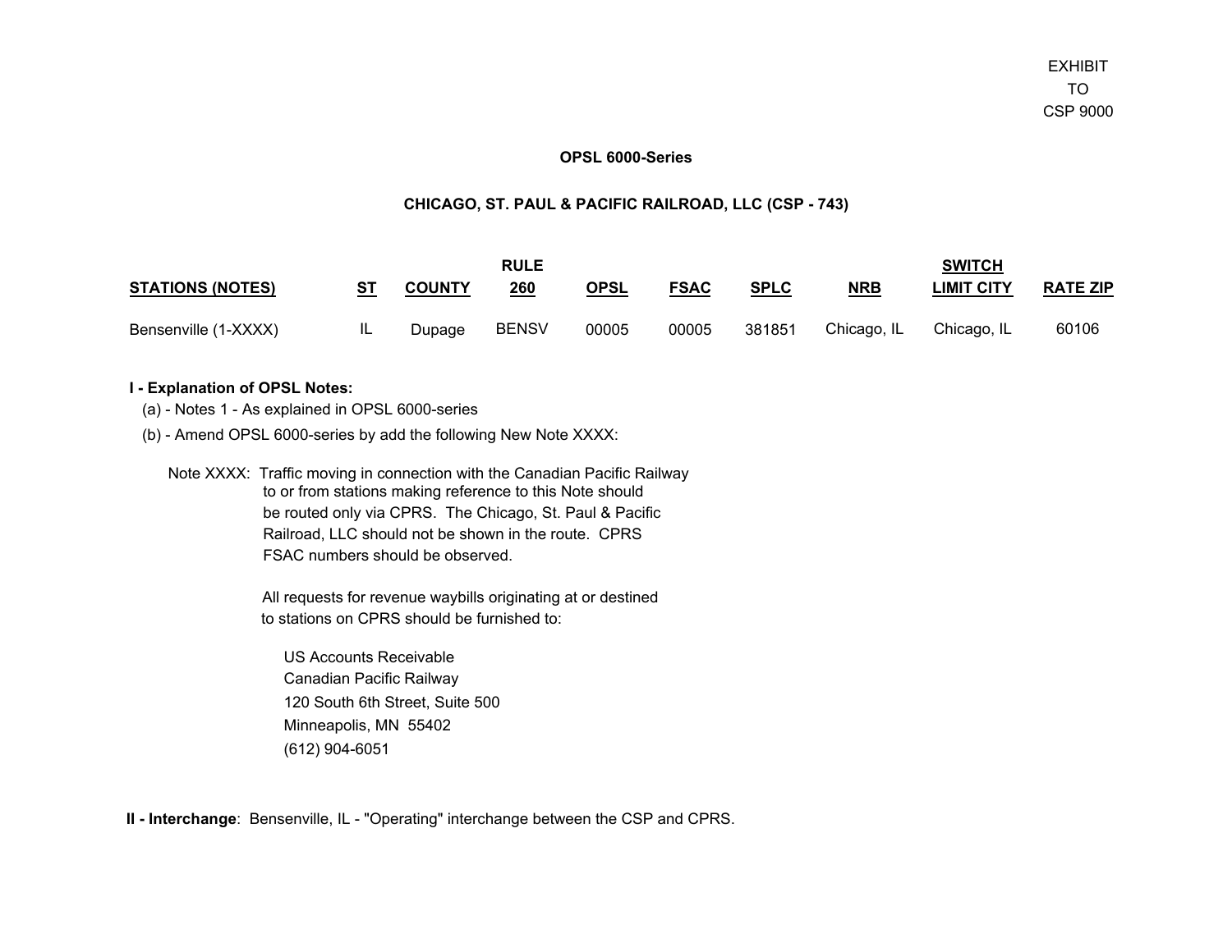EXHIBIT
TO
CSP 9000

**OPSL 6000-Series**

**CHICAGO, ST. PAUL & PACIFIC RAILROAD, LLC (CSP - 743)**

| STATIONS (NOTES) | ST | COUNTY | RULE 260 | OPSL | FSAC | SPLC | NRB | SWITCH LIMIT CITY | RATE ZIP |
|---|---|---|---|---|---|---|---|---|---|
| Bensenville (1-XXXX) | IL | Dupage | BENSV | 00005 | 00005 | 381851 | Chicago, IL | Chicago, IL | 60106 |

**I - Explanation of OPSL Notes:**

(a) - Notes 1 - As explained in OPSL 6000-series

(b) - Amend OPSL 6000-series by add the following New Note XXXX:

Note XXXX: Traffic moving in connection with the Canadian Pacific Railway to or from stations making reference to this Note should be routed only via CPRS. The Chicago, St. Paul & Pacific Railroad, LLC should not be shown in the route. CPRS FSAC numbers should be observed.

All requests for revenue waybills originating at or destined to stations on CPRS should be furnished to:

US Accounts Receivable
Canadian Pacific Railway
120 South 6th Street, Suite 500
Minneapolis, MN 55402
(612) 904-6051

**II - Interchange**: Bensenville, IL - "Operating" interchange between the CSP and CPRS.